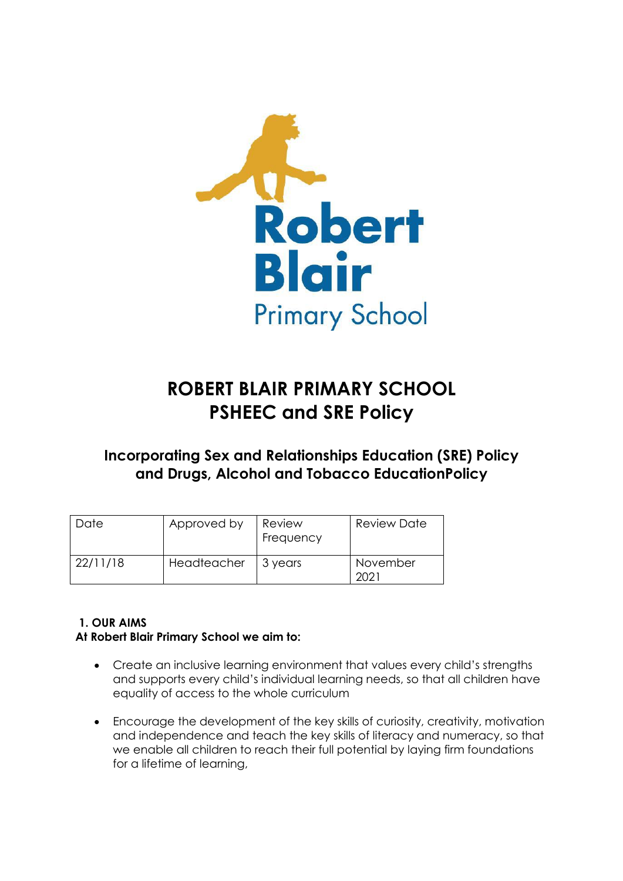# ROBERT BLAIR PRIMARY SCHOOL
# PSHEEC and SRE Policy

## Incorporating Sex and Relationships Education (SRE) Policy and Drugs, Alcohol and Tobacco EducationPolicy

| Date | Approved by | Review Frequency | Review Date |
|---|---|---|---|
| 22/11/18 | Headteacher | 3 years | November 2021 |

### 1. OUR AIMS

**At Robert Blair Primary School we aim to:**

- Create an inclusive learning environment that values every child's strengths and supports every child's individual learning needs, so that all children have equality of access to the whole curriculum
- Encourage the development of the key skills of curiosity, creativity, motivation and independence and teach the key skills of literacy and numeracy, so that we enable all children to reach their full potential by laying firm foundations for a lifetime of learning,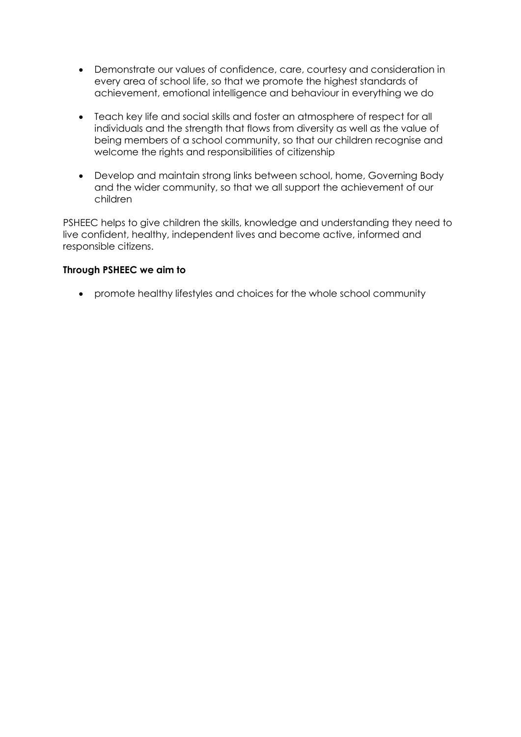- Demonstrate our values of confidence, care, courtesy and consideration in every area of school life, so that we promote the highest standards of achievement, emotional intelligence and behaviour in everything we do

- Teach key life and social skills and foster an atmosphere of respect for all individuals and the strength that flows from diversity as well as the value of being members of a school community, so that our children recognise and welcome the rights and responsibilities of citizenship

- Develop and maintain strong links between school, home, Governing Body and the wider community, so that we all support the achievement of our children

PSHEEC helps to give children the skills, knowledge and understanding they need to live confident, healthy, independent lives and become active, informed and responsible citizens.

**Through PSHEEC we aim to**

- promote healthy lifestyles and choices for the whole school community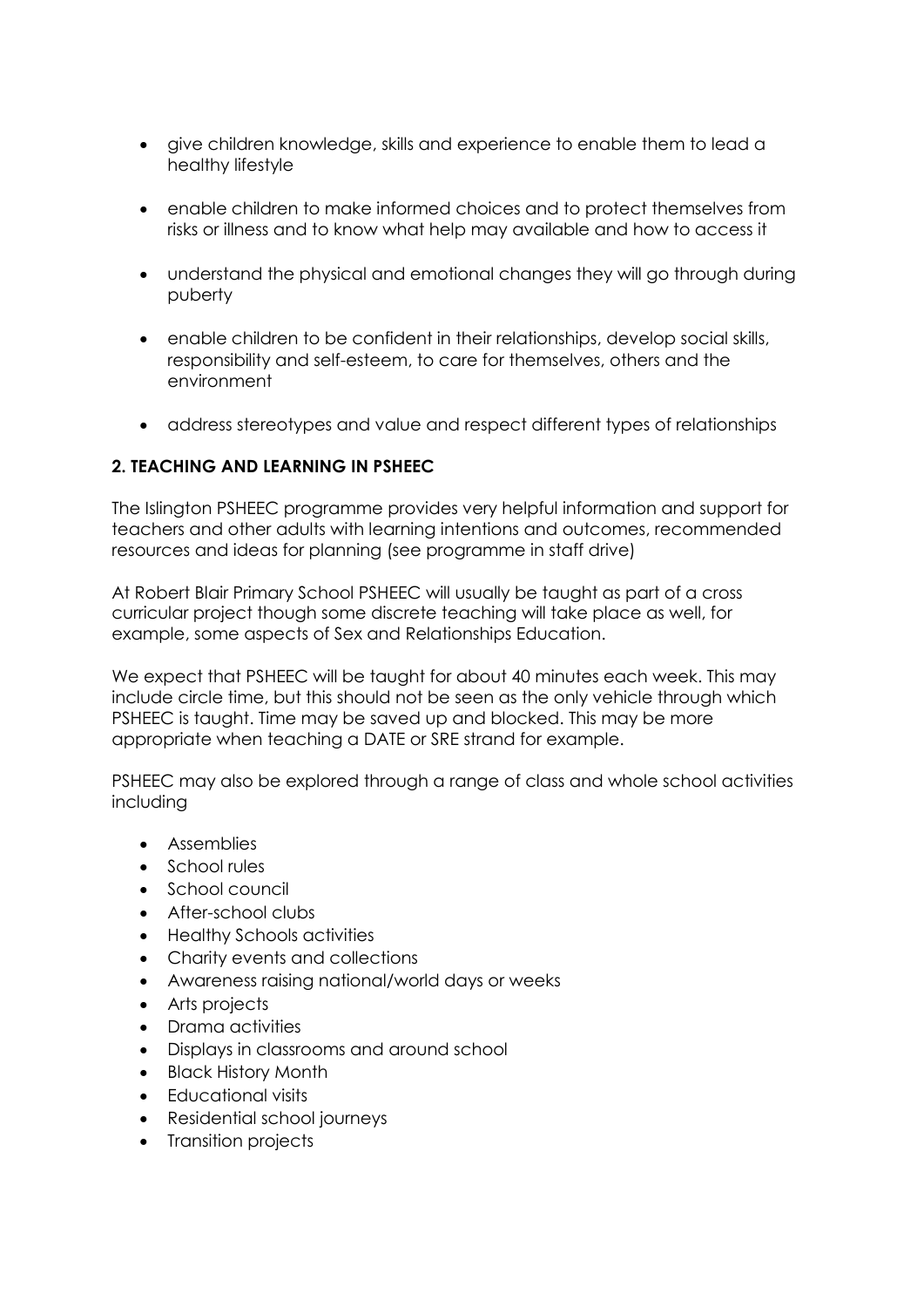- give children knowledge, skills and experience to enable them to lead a healthy lifestyle
- enable children to make informed choices and to protect themselves from risks or illness and to know what help may available and how to access it
- understand the physical and emotional changes they will go through during puberty
- enable children to be confident in their relationships, develop social skills, responsibility and self-esteem, to care for themselves, others and the environment
- address stereotypes and value and respect different types of relationships

## 2. TEACHING AND LEARNING IN PSHEEC

The Islington PSHEEC programme provides very helpful information and support for teachers and other adults with learning intentions and outcomes, recommended resources and ideas for planning (see programme in staff drive)

At Robert Blair Primary School PSHEEC will usually be taught as part of a cross curricular project though some discrete teaching will take place as well, for example, some aspects of Sex and Relationships Education.

We expect that PSHEEC will be taught for about 40 minutes each week. This may include circle time, but this should not be seen as the only vehicle through which PSHEEC is taught. Time may be saved up and blocked. This may be more appropriate when teaching a DATE or SRE strand for example.

PSHEEC may also be explored through a range of class and whole school activities including

- Assemblies
- School rules
- School council
- After-school clubs
- Healthy Schools activities
- Charity events and collections
- Awareness raising national/world days or weeks
- Arts projects
- Drama activities
- Displays in classrooms and around school
- Black History Month
- Educational visits
- Residential school journeys
- Transition projects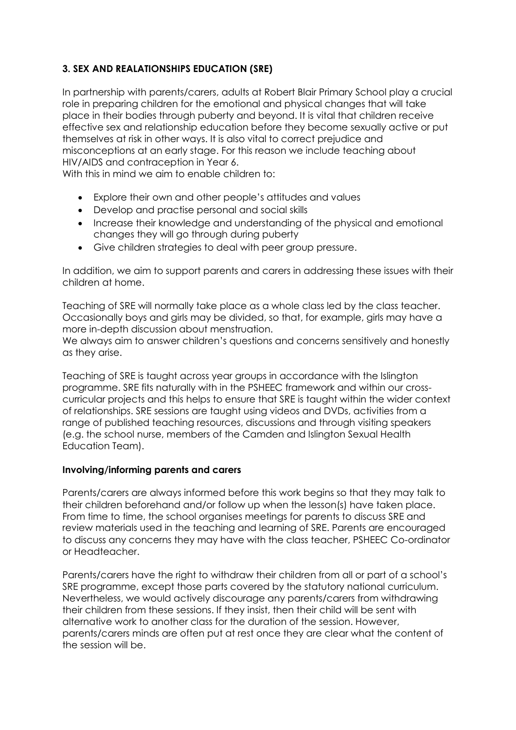### 3. SEX AND REALATIONSHIPS EDUCATION (SRE)

In partnership with parents/carers, adults at Robert Blair Primary School play a crucial role in preparing children for the emotional and physical changes that will take place in their bodies through puberty and beyond. It is vital that children receive effective sex and relationship education before they become sexually active or put themselves at risk in other ways. It is also vital to correct prejudice and misconceptions at an early stage. For this reason we include teaching about HIV/AIDS and contraception in Year 6.
With this in mind we aim to enable children to:

- Explore their own and other people's attitudes and values
- Develop and practise personal and social skills
- Increase their knowledge and understanding of the physical and emotional changes they will go through during puberty
- Give children strategies to deal with peer group pressure.

In addition, we aim to support parents and carers in addressing these issues with their children at home.

Teaching of SRE will normally take place as a whole class led by the class teacher. Occasionally boys and girls may be divided, so that, for example, girls may have a more in-depth discussion about menstruation.
We always aim to answer children's questions and concerns sensitively and honestly as they arise.

Teaching of SRE is taught across year groups in accordance with the Islington programme. SRE fits naturally with in the PSHEEC framework and within our cross-curricular projects and this helps to ensure that SRE is taught within the wider context of relationships. SRE sessions are taught using videos and DVDs, activities from a range of published teaching resources, discussions and through visiting speakers (e.g. the school nurse, members of the Camden and Islington Sexual Health Education Team).

**Involving/informing parents and carers**

Parents/carers are always informed before this work begins so that they may talk to their children beforehand and/or follow up when the lesson(s) have taken place. From time to time, the school organises meetings for parents to discuss SRE and review materials used in the teaching and learning of SRE. Parents are encouraged to discuss any concerns they may have with the class teacher, PSHEEC Co-ordinator or Headteacher.

Parents/carers have the right to withdraw their children from all or part of a school's SRE programme, except those parts covered by the statutory national curriculum. Nevertheless, we would actively discourage any parents/carers from withdrawing their children from these sessions. If they insist, then their child will be sent with alternative work to another class for the duration of the session. However, parents/carers minds are often put at rest once they are clear what the content of the session will be.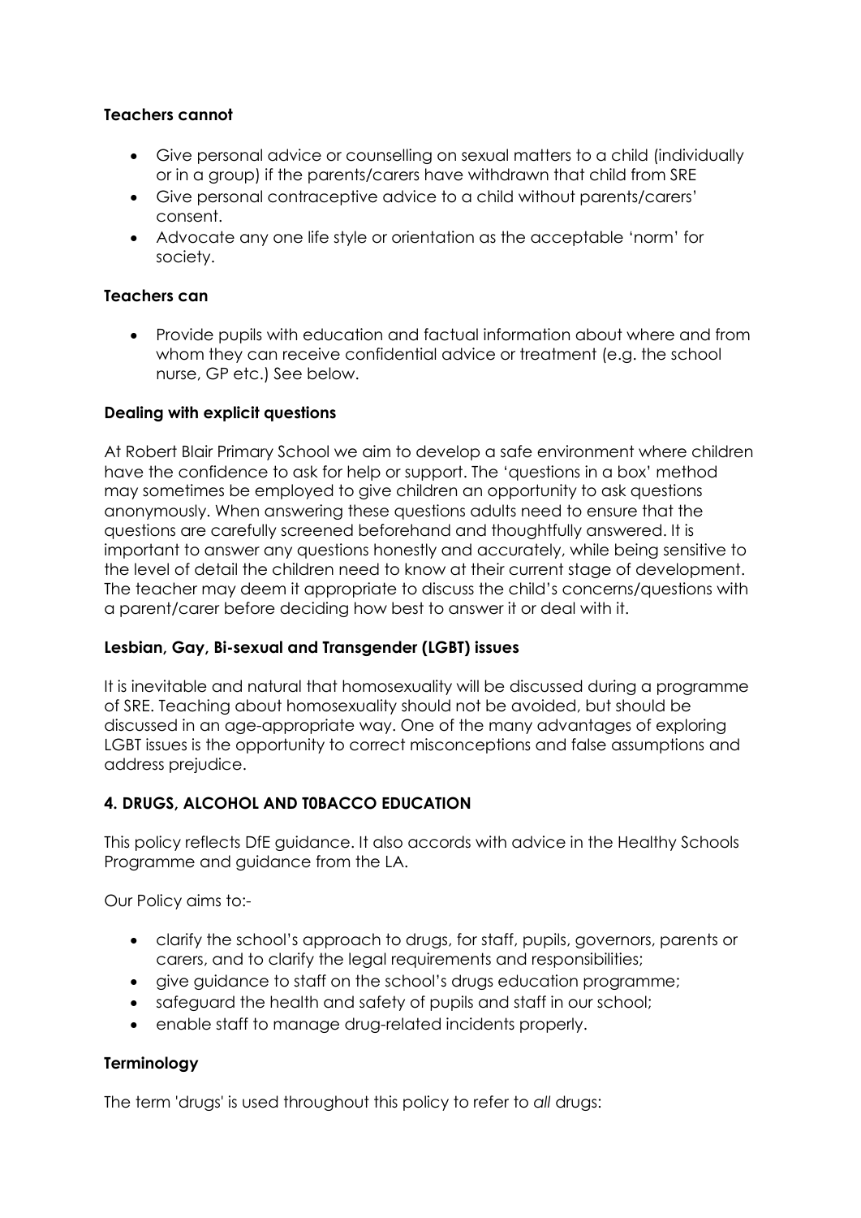**Teachers cannot**

- Give personal advice or counselling on sexual matters to a child (individually or in a group) if the parents/carers have withdrawn that child from SRE
- Give personal contraceptive advice to a child without parents/carers' consent.
- Advocate any one life style or orientation as the acceptable 'norm' for society.

**Teachers can**

- Provide pupils with education and factual information about where and from whom they can receive confidential advice or treatment (e.g. the school nurse, GP etc.) See below.

**Dealing with explicit questions**

At Robert Blair Primary School we aim to develop a safe environment where children have the confidence to ask for help or support. The 'questions in a box' method may sometimes be employed to give children an opportunity to ask questions anonymously. When answering these questions adults need to ensure that the questions are carefully screened beforehand and thoughtfully answered. It is important to answer any questions honestly and accurately, while being sensitive to the level of detail the children need to know at their current stage of development. The teacher may deem it appropriate to discuss the child's concerns/questions with a parent/carer before deciding how best to answer it or deal with it.

**Lesbian, Gay, Bi-sexual and Transgender (LGBT) issues**

It is inevitable and natural that homosexuality will be discussed during a programme of SRE. Teaching about homosexuality should not be avoided, but should be discussed in an age-appropriate way. One of the many advantages of exploring LGBT issues is the opportunity to correct misconceptions and false assumptions and address prejudice.

**4. DRUGS, ALCOHOL AND T0BACCO EDUCATION**

This policy reflects DfE guidance. It also accords with advice in the Healthy Schools Programme and guidance from the LA.

Our Policy aims to:-

- clarify the school's approach to drugs, for staff, pupils, governors, parents or carers, and to clarify the legal requirements and responsibilities;
- give guidance to staff on the school's drugs education programme;
- safeguard the health and safety of pupils and staff in our school;
- enable staff to manage drug-related incidents properly.

**Terminology**

The term 'drugs' is used throughout this policy to refer to *all* drugs: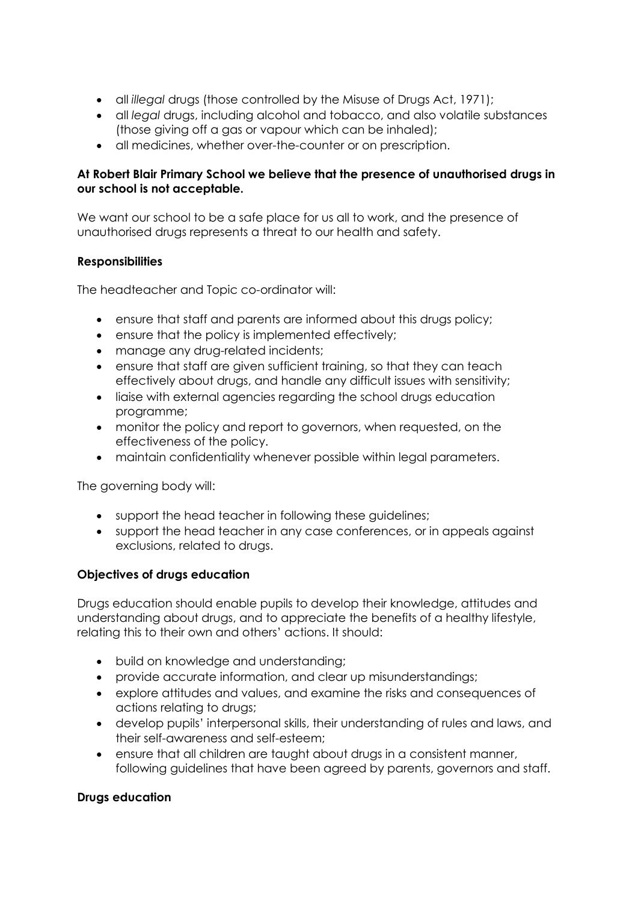- all *illegal* drugs (those controlled by the Misuse of Drugs Act, 1971);
- all *legal* drugs, including alcohol and tobacco, and also volatile substances (those giving off a gas or vapour which can be inhaled);
- all medicines, whether over-the-counter or on prescription.

**At Robert Blair Primary School we believe that the presence of unauthorised drugs in our school is not acceptable.**

We want our school to be a safe place for us all to work, and the presence of unauthorised drugs represents a threat to our health and safety.

**Responsibilities**

The headteacher and Topic co-ordinator will:

- ensure that staff and parents are informed about this drugs policy;
- ensure that the policy is implemented effectively;
- manage any drug-related incidents;
- ensure that staff are given sufficient training, so that they can teach effectively about drugs, and handle any difficult issues with sensitivity;
- liaise with external agencies regarding the school drugs education programme;
- monitor the policy and report to governors, when requested, on the effectiveness of the policy.
- maintain confidentiality whenever possible within legal parameters.

The governing body will:

- support the head teacher in following these guidelines;
- support the head teacher in any case conferences, or in appeals against exclusions, related to drugs.

**Objectives of drugs education**

Drugs education should enable pupils to develop their knowledge, attitudes and understanding about drugs, and to appreciate the benefits of a healthy lifestyle, relating this to their own and others' actions. It should:

- build on knowledge and understanding;
- provide accurate information, and clear up misunderstandings;
- explore attitudes and values, and examine the risks and consequences of actions relating to drugs;
- develop pupils' interpersonal skills, their understanding of rules and laws, and their self-awareness and self-esteem;
- ensure that all children are taught about drugs in a consistent manner, following guidelines that have been agreed by parents, governors and staff.

**Drugs education**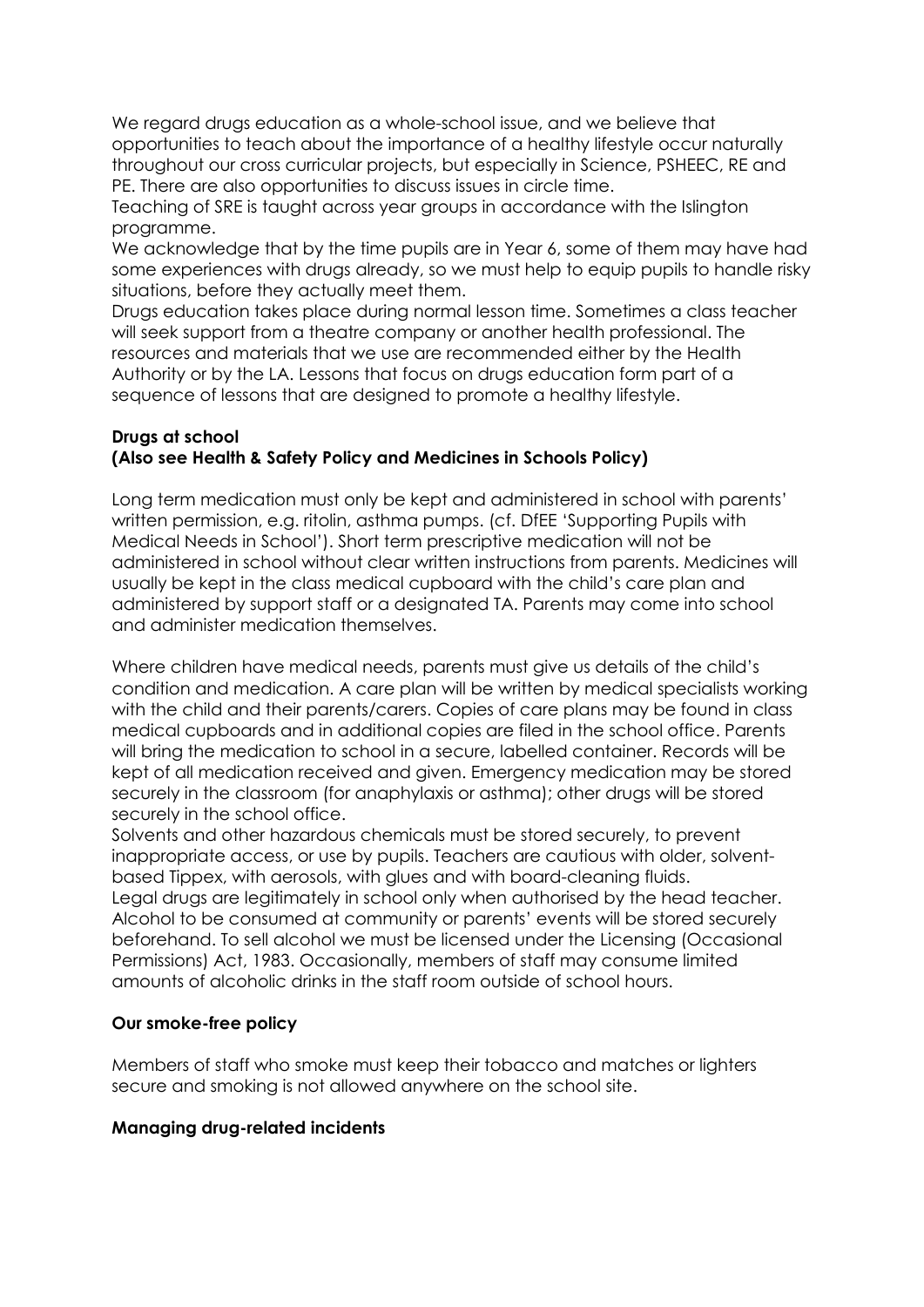We regard drugs education as a whole-school issue, and we believe that opportunities to teach about the importance of a healthy lifestyle occur naturally throughout our cross curricular projects, but especially in Science, PSHEEC, RE and PE. There are also opportunities to discuss issues in circle time.

Teaching of SRE is taught across year groups in accordance with the Islington programme.

We acknowledge that by the time pupils are in Year 6, some of them may have had some experiences with drugs already, so we must help to equip pupils to handle risky situations, before they actually meet them.

Drugs education takes place during normal lesson time. Sometimes a class teacher will seek support from a theatre company or another health professional. The resources and materials that we use are recommended either by the Health Authority or by the LA. Lessons that focus on drugs education form part of a sequence of lessons that are designed to promote a healthy lifestyle.

**Drugs at school**
**(Also see Health & Safety Policy and Medicines in Schools Policy)**

Long term medication must only be kept and administered in school with parents' written permission, e.g. ritolin, asthma pumps. (cf. DfEE 'Supporting Pupils with Medical Needs in School'). Short term prescriptive medication will not be administered in school without clear written instructions from parents. Medicines will usually be kept in the class medical cupboard with the child's care plan and administered by support staff or a designated TA. Parents may come into school and administer medication themselves.

Where children have medical needs, parents must give us details of the child's condition and medication. A care plan will be written by medical specialists working with the child and their parents/carers. Copies of care plans may be found in class medical cupboards and in additional copies are filed in the school office. Parents will bring the medication to school in a secure, labelled container. Records will be kept of all medication received and given. Emergency medication may be stored securely in the classroom (for anaphylaxis or asthma); other drugs will be stored securely in the school office.

Solvents and other hazardous chemicals must be stored securely, to prevent inappropriate access, or use by pupils. Teachers are cautious with older, solvent-based Tippex, with aerosols, with glues and with board-cleaning fluids.

Legal drugs are legitimately in school only when authorised by the head teacher. Alcohol to be consumed at community or parents' events will be stored securely beforehand. To sell alcohol we must be licensed under the Licensing (Occasional Permissions) Act, 1983. Occasionally, members of staff may consume limited amounts of alcoholic drinks in the staff room outside of school hours.

**Our smoke-free policy**

Members of staff who smoke must keep their tobacco and matches or lighters secure and smoking is not allowed anywhere on the school site.

**Managing drug-related incidents**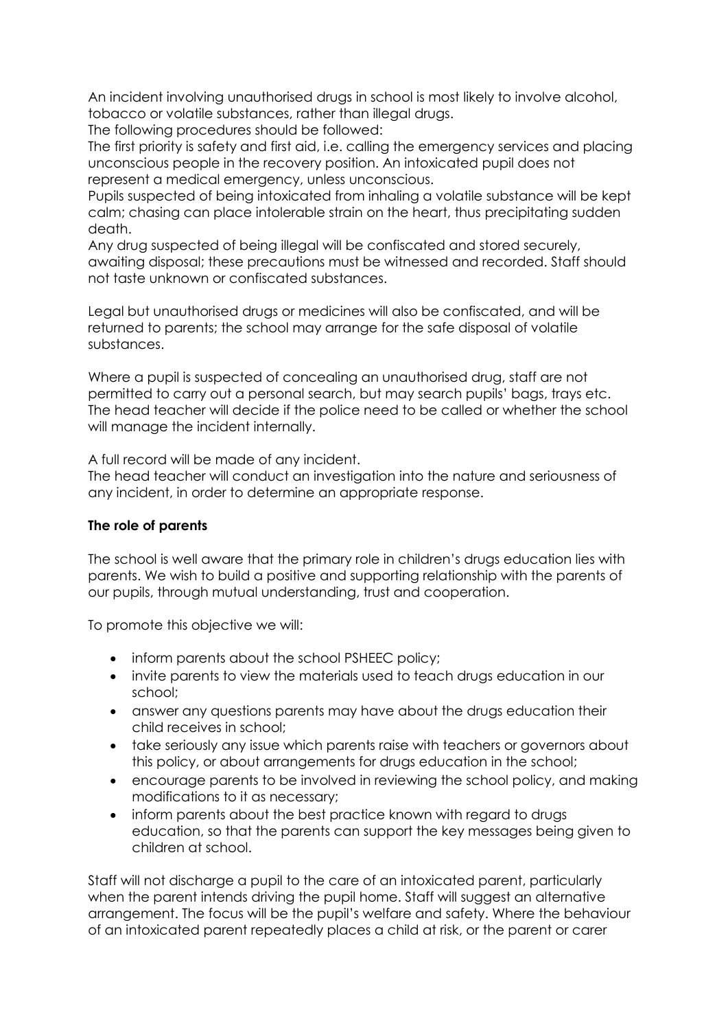An incident involving unauthorised drugs in school is most likely to involve alcohol, tobacco or volatile substances, rather than illegal drugs.
The following procedures should be followed:
The first priority is safety and first aid, i.e. calling the emergency services and placing unconscious people in the recovery position. An intoxicated pupil does not represent a medical emergency, unless unconscious.
Pupils suspected of being intoxicated from inhaling a volatile substance will be kept calm; chasing can place intolerable strain on the heart, thus precipitating sudden death.
Any drug suspected of being illegal will be confiscated and stored securely, awaiting disposal; these precautions must be witnessed and recorded. Staff should not taste unknown or confiscated substances.

Legal but unauthorised drugs or medicines will also be confiscated, and will be returned to parents; the school may arrange for the safe disposal of volatile substances.

Where a pupil is suspected of concealing an unauthorised drug, staff are not permitted to carry out a personal search, but may search pupils' bags, trays etc. The head teacher will decide if the police need to be called or whether the school will manage the incident internally.

A full record will be made of any incident.
The head teacher will conduct an investigation into the nature and seriousness of any incident, in order to determine an appropriate response.

**The role of parents**

The school is well aware that the primary role in children's drugs education lies with parents. We wish to build a positive and supporting relationship with the parents of our pupils, through mutual understanding, trust and cooperation.

To promote this objective we will:

- inform parents about the school PSHEEC policy;
- invite parents to view the materials used to teach drugs education in our school;
- answer any questions parents may have about the drugs education their child receives in school;
- take seriously any issue which parents raise with teachers or governors about this policy, or about arrangements for drugs education in the school;
- encourage parents to be involved in reviewing the school policy, and making modifications to it as necessary;
- inform parents about the best practice known with regard to drugs education, so that the parents can support the key messages being given to children at school.

Staff will not discharge a pupil to the care of an intoxicated parent, particularly when the parent intends driving the pupil home. Staff will suggest an alternative arrangement. The focus will be the pupil's welfare and safety. Where the behaviour of an intoxicated parent repeatedly places a child at risk, or the parent or carer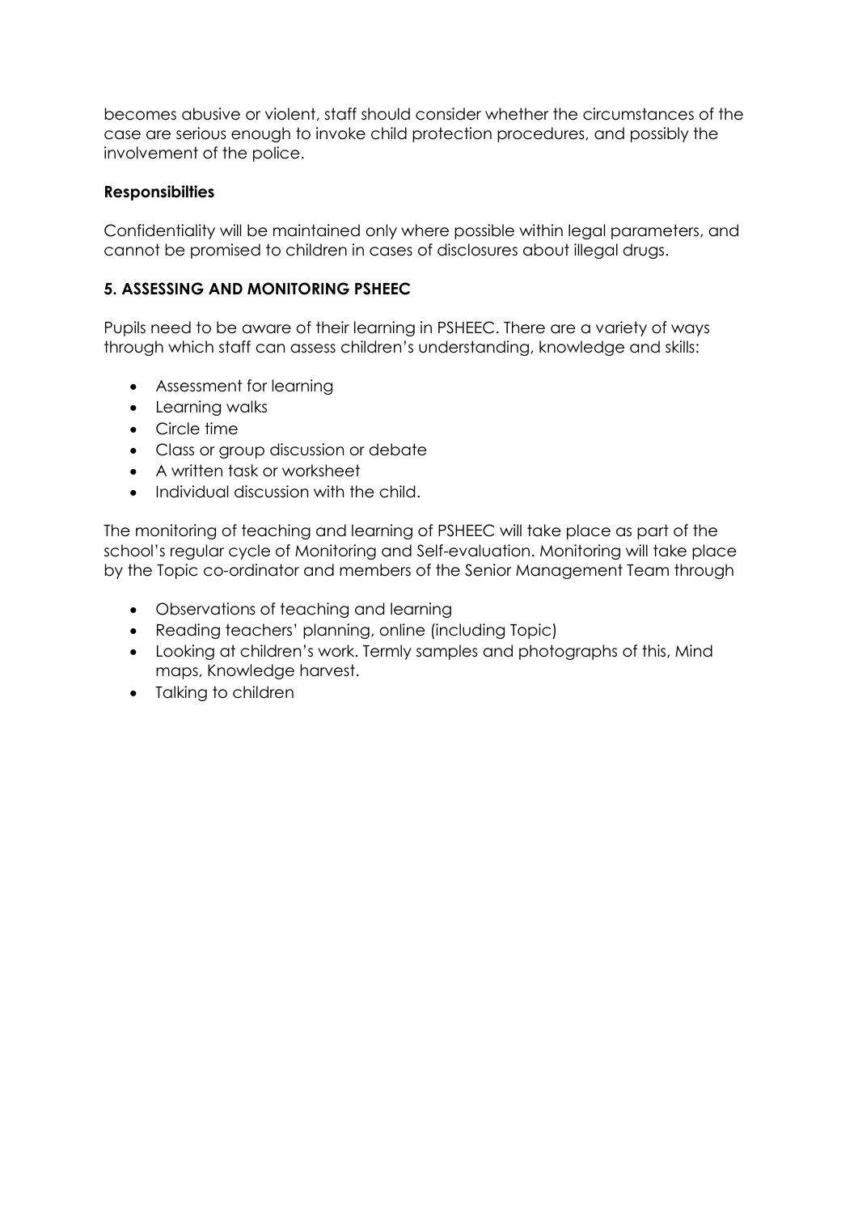becomes abusive or violent, staff should consider whether the circumstances of the case are serious enough to invoke child protection procedures, and possibly the involvement of the police.

**Responsibilties**

Confidentiality will be maintained only where possible within legal parameters, and cannot be promised to children in cases of disclosures about illegal drugs.

**5. ASSESSING AND MONITORING PSHEEC**

Pupils need to be aware of their learning in PSHEEC. There are a variety of ways through which staff can assess children's understanding, knowledge and skills:

- Assessment for learning
- Learning walks
- Circle time
- Class or group discussion or debate
- A written task or worksheet
- Individual discussion with the child.

The monitoring of teaching and learning of PSHEEC will take place as part of the school's regular cycle of Monitoring and Self-evaluation. Monitoring will take place by the Topic co-ordinator and members of the Senior Management Team through

- Observations of teaching and learning
- Reading teachers' planning, online (including Topic)
- Looking at children's work. Termly samples and photographs of this, Mind maps, Knowledge harvest.
- Talking to children